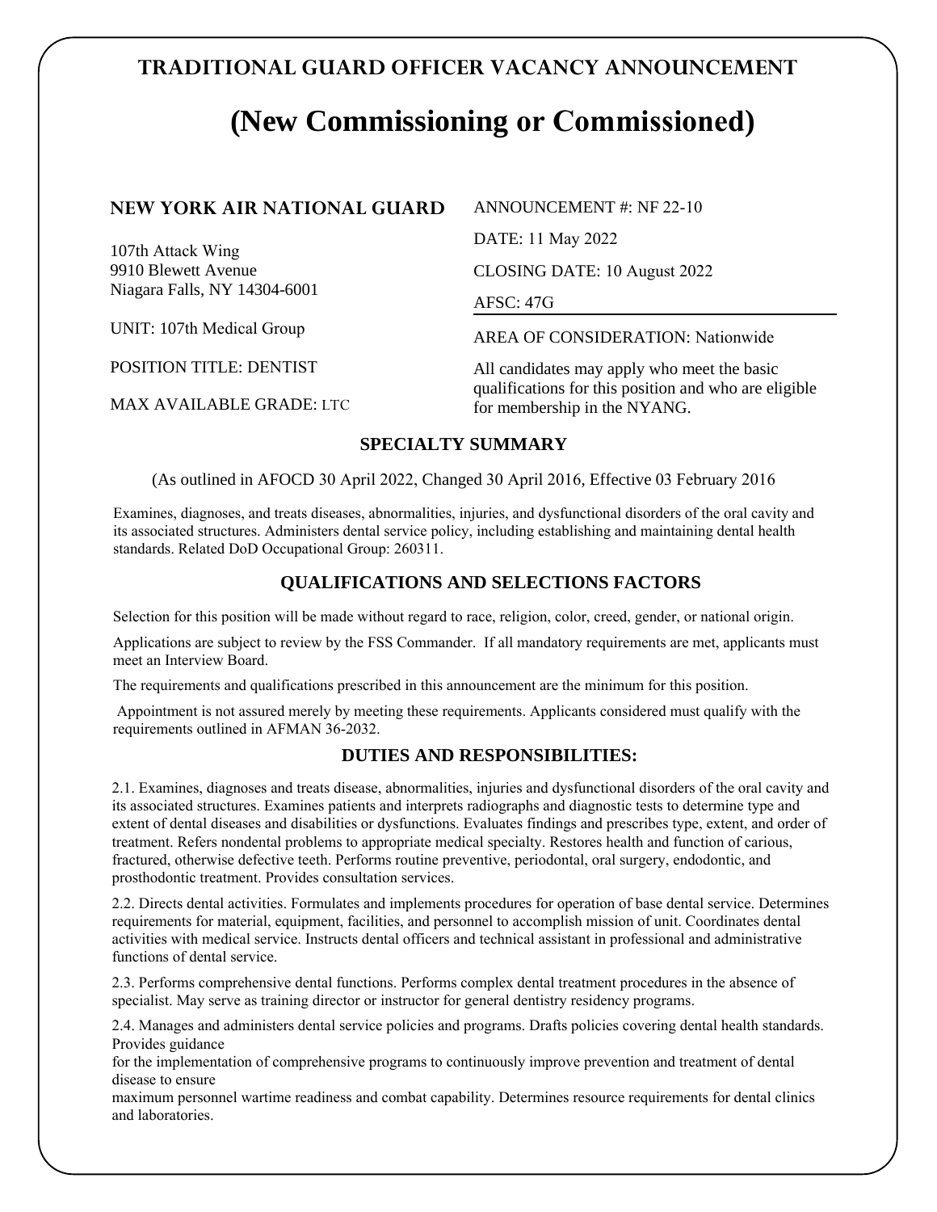# TRADITIONAL GUARD OFFICER VACANCY ANNOUNCEMENT

# (New Commissioning or Commissioned)

**NEW YORK AIR NATIONAL GUARD**

107th Attack Wing
9910 Blewett Avenue
Niagara Falls, NY 14304-6001

UNIT: 107th Medical Group

POSITION TITLE: DENTIST

MAX AVAILABLE GRADE: LTC

ANNOUNCEMENT #: NF 22-10

DATE: 11 May 2022

CLOSING DATE: 10 August 2022

AFSC: 47G

AREA OF CONSIDERATION: Nationwide

All candidates may apply who meet the basic qualifications for this position and who are eligible for membership in the NYANG.

## SPECIALTY SUMMARY

(As outlined in AFOCD 30 April 2022, Changed 30 April 2016, Effective 03 February 2016

Examines, diagnoses, and treats diseases, abnormalities, injuries, and dysfunctional disorders of the oral cavity and its associated structures. Administers dental service policy, including establishing and maintaining dental health standards. Related DoD Occupational Group: 260311.

## QUALIFICATIONS AND SELECTIONS FACTORS

Selection for this position will be made without regard to race, religion, color, creed, gender, or national origin.

Applications are subject to review by the FSS Commander. If all mandatory requirements are met, applicants must meet an Interview Board.

The requirements and qualifications prescribed in this announcement are the minimum for this position.

Appointment is not assured merely by meeting these requirements. Applicants considered must qualify with the requirements outlined in AFMAN 36-2032.

## DUTIES AND RESPONSIBILITIES:

2.1. Examines, diagnoses and treats disease, abnormalities, injuries and dysfunctional disorders of the oral cavity and its associated structures. Examines patients and interprets radiographs and diagnostic tests to determine type and extent of dental diseases and disabilities or dysfunctions. Evaluates findings and prescribes type, extent, and order of treatment. Refers nondental problems to appropriate medical specialty. Restores health and function of carious, fractured, otherwise defective teeth. Performs routine preventive, periodontal, oral surgery, endodontic, and prosthodontic treatment. Provides consultation services.

2.2. Directs dental activities. Formulates and implements procedures for operation of base dental service. Determines requirements for material, equipment, facilities, and personnel to accomplish mission of unit. Coordinates dental activities with medical service. Instructs dental officers and technical assistant in professional and administrative functions of dental service.

2.3. Performs comprehensive dental functions. Performs complex dental treatment procedures in the absence of specialist. May serve as training director or instructor for general dentistry residency programs.

2.4. Manages and administers dental service policies and programs. Drafts policies covering dental health standards. Provides guidance
for the implementation of comprehensive programs to continuously improve prevention and treatment of dental disease to ensure
maximum personnel wartime readiness and combat capability. Determines resource requirements for dental clinics and laboratories.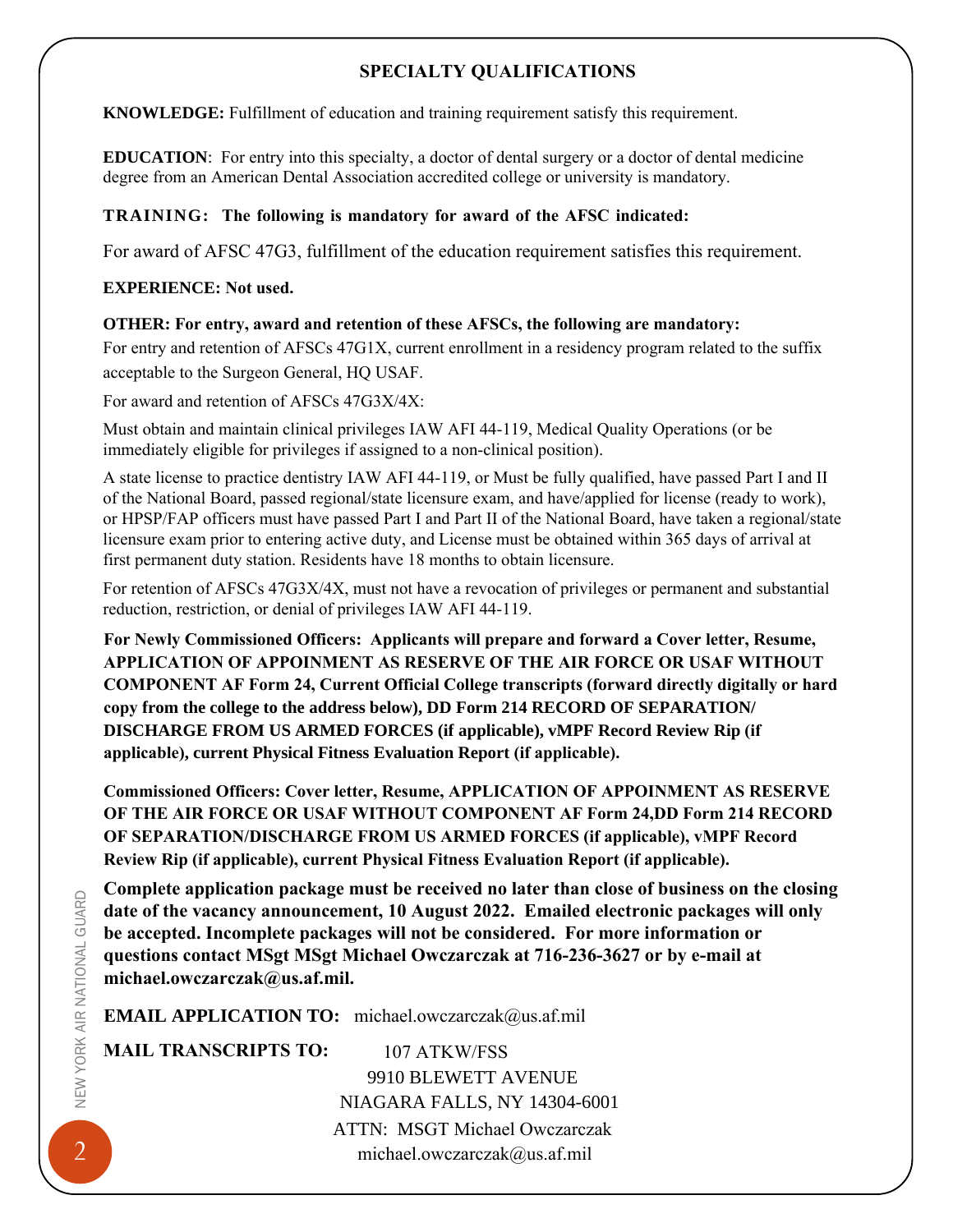## SPECIALTY QUALIFICATIONS

**KNOWLEDGE:** Fulfillment of education and training requirement satisfy this requirement.

**EDUCATION**: For entry into this specialty, a doctor of dental surgery or a doctor of dental medicine degree from an American Dental Association accredited college or university is mandatory.

**TRAINING: The following is mandatory for award of the AFSC indicated:**

For award of AFSC 47G3, fulfillment of the education requirement satisfies this requirement.

**EXPERIENCE: Not used.**

**OTHER: For entry, award and retention of these AFSCs, the following are mandatory:**

For entry and retention of AFSCs 47G1X, current enrollment in a residency program related to the suffix acceptable to the Surgeon General, HQ USAF.

For award and retention of AFSCs 47G3X/4X:

Must obtain and maintain clinical privileges IAW AFI 44-119, Medical Quality Operations (or be immediately eligible for privileges if assigned to a non-clinical position).

A state license to practice dentistry IAW AFI 44-119, or Must be fully qualified, have passed Part I and II of the National Board, passed regional/state licensure exam, and have/applied for license (ready to work), or HPSP/FAP officers must have passed Part I and Part II of the National Board, have taken a regional/state licensure exam prior to entering active duty, and License must be obtained within 365 days of arrival at first permanent duty station. Residents have 18 months to obtain licensure.

For retention of AFSCs 47G3X/4X, must not have a revocation of privileges or permanent and substantial reduction, restriction, or denial of privileges IAW AFI 44-119.

**For Newly Commissioned Officers: Applicants will prepare and forward a Cover letter, Resume, APPLICATION OF APPOINMENT AS RESERVE OF THE AIR FORCE OR USAF WITHOUT COMPONENT AF Form 24, Current Official College transcripts (forward directly digitally or hard copy from the college to the address below), DD Form 214 RECORD OF SEPARATION/ DISCHARGE FROM US ARMED FORCES (if applicable), vMPF Record Review Rip (if applicable), current Physical Fitness Evaluation Report (if applicable).**

**Commissioned Officers: Cover letter, Resume, APPLICATION OF APPOINMENT AS RESERVE OF THE AIR FORCE OR USAF WITHOUT COMPONENT AF Form 24,DD Form 214 RECORD OF SEPARATION/DISCHARGE FROM US ARMED FORCES (if applicable), vMPF Record Review Rip (if applicable), current Physical Fitness Evaluation Report (if applicable).**

**Complete application package must be received no later than close of business on the closing date of the vacancy announcement, 10 August 2022. Emailed electronic packages will only be accepted. Incomplete packages will not be considered. For more information or questions contact MSgt MSgt Michael Owczarczak at 716-236-3627 or by e-mail at michael.owczarczak@us.af.mil.**

**EMAIL APPLICATION TO:** michael.owczarczak@us.af.mil

**MAIL TRANSCRIPTS TO:**

107 ATKW/FSS
9910 BLEWETT AVENUE
NIAGARA FALLS, NY 14304-6001
ATTN: MSGT Michael Owczarczak
michael.owczarczak@us.af.mil